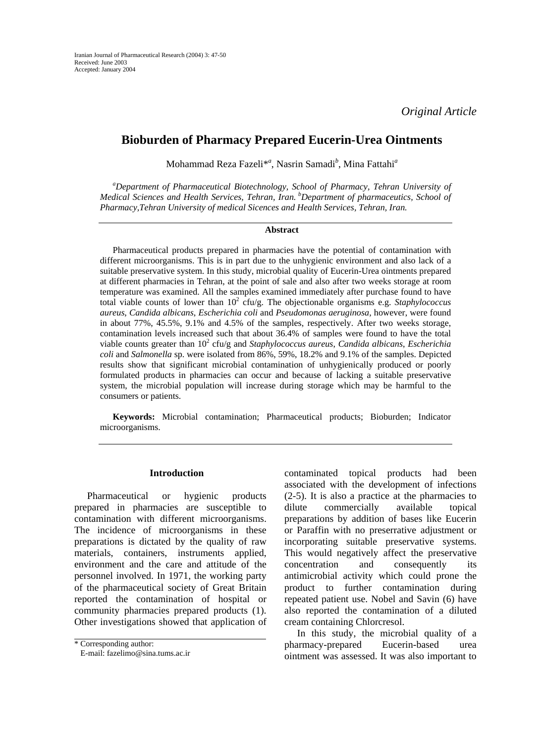*Original Article*

# Bioburden of Pharmacy Prepared Eucerin-Urea Ointments

Mohammad Reza Fazeli*[a], Nasrin Samadi[b], Mina Fattahi[a]

[a]*Department of Pharmaceutical Biotechnology, School of Pharmacy, Tehran University of Medical Sciences and Health Services, Tehran, Iran.* [b]*Department of pharmaceutics, School of Pharmacy,Tehran University of medical Sicences and Health Services, Tehran, Iran.*

## Abstract

Pharmaceutical products prepared in pharmacies have the potential of contamination with different microorganisms. This is in part due to the unhygienic environment and also lack of a suitable preservative system. In this study, microbial quality of Eucerin-Urea ointments prepared at different pharmacies in Tehran, at the point of sale and also after two weeks storage at room temperature was examined. All the samples examined immediately after purchase found to have total viable counts of lower than $10^2$ cfu/g. The objectionable organisms e.g. *Staphylococcus aureus*, *Candida albicans*, *Escherichia coli* and *Pseudomonas aeruginosa*, however, were found in about 77%, 45.5%, 9.1% and 4.5% of the samples, respectively. After two weeks storage, contamination levels increased such that about 36.4% of samples were found to have the total viable counts greater than $10^2$ cfu/g and *Staphylococcus aureus*, *Candida albicans*, *Escherichia coli* and *Salmonella* sp. were isolated from 86%, 59%, 18.2% and 9.1% of the samples. Depicted results show that significant microbial contamination of unhygienically produced or poorly formulated products in pharmacies can occur and because of lacking a suitable preservative system, the microbial population will increase during storage which may be harmful to the consumers or patients.

**Keywords:** Microbial contamination; Pharmaceutical products; Bioburden; Indicator microorganisms.

## Introduction

Pharmaceutical or hygienic products prepared in pharmacies are susceptible to contamination with different microorganisms. The incidence of microorganisms in these preparations is dictated by the quality of raw materials, containers, instruments applied, environment and the care and attitude of the personnel involved. In 1971, the working party of the pharmaceutical society of Great Britain reported the contamination of hospital or community pharmacies prepared products (1). Other investigations showed that application of contaminated topical products had been associated with the development of infections (2-5). It is also a practice at the pharmacies to dilute commercially available topical preparations by addition of bases like Eucerin or Paraffin with no preserrative adjustment or incorporating suitable preservative systems. This would negatively affect the preservative concentration and consequently its antimicrobial activity which could prone the product to further contamination during repeated patient use. Nobel and Savin (6) have also reported the contamination of a diluted cream containing Chlorcresol.

In this study, the microbial quality of a pharmacy-prepared Eucerin-based urea ointment was assessed. It was also important to

\* Corresponding author:
E-mail: fazelimo@sina.tums.ac.ir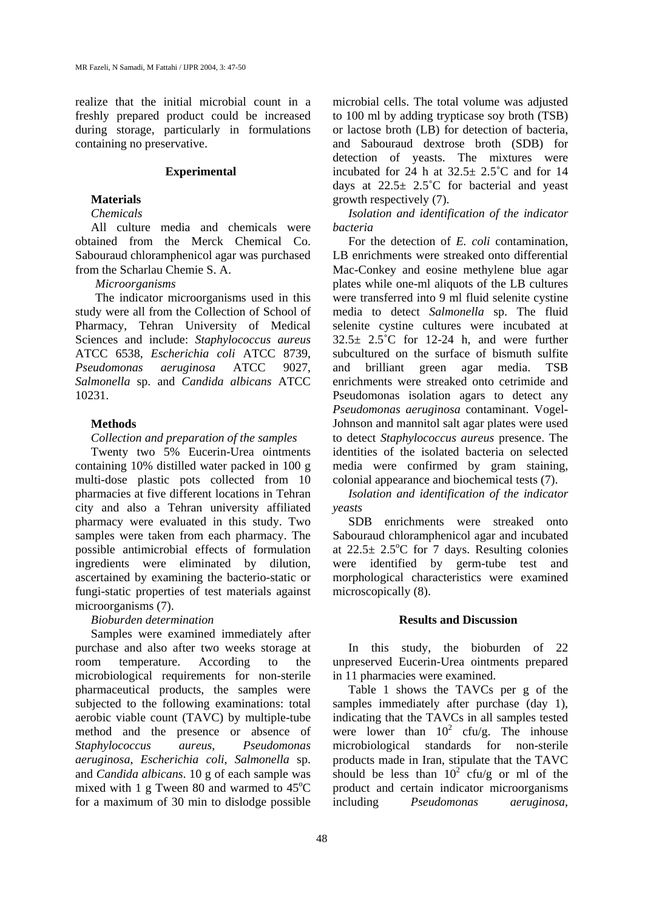realize that the initial microbial count in a freshly prepared product could be increased during storage, particularly in formulations containing no preservative.

## Experimental

### Materials

*Chemicals*

All culture media and chemicals were obtained from the Merck Chemical Co. Sabouraud chloramphenicol agar was purchased from the Scharlau Chemie S. A.

*Microorganisms*

The indicator microorganisms used in this study were all from the Collection of School of Pharmacy, Tehran University of Medical Sciences and include: *Staphylococcus aureus* ATCC 6538, *Escherichia coli* ATCC 8739, *Pseudomonas aeruginosa* ATCC 9027, *Salmonella* sp. and *Candida albicans* ATCC 10231.

### Methods

*Collection and preparation of the samples*

Twenty two 5% Eucerin-Urea ointments containing 10% distilled water packed in 100 g multi-dose plastic pots collected from 10 pharmacies at five different locations in Tehran city and also a Tehran university affiliated pharmacy were evaluated in this study. Two samples were taken from each pharmacy. The possible antimicrobial effects of formulation ingredients were eliminated by dilution, ascertained by examining the bacterio-static or fungi-static properties of test materials against microorganisms (7).

*Bioburden determination*

Samples were examined immediately after purchase and also after two weeks storage at room temperature. According to the microbiological requirements for non-sterile pharmaceutical products, the samples were subjected to the following examinations: total aerobic viable count (TAVC) by multiple-tube method and the presence or absence of *Staphylococcus aureus*, *Pseudomonas aeruginosa*, *Escherichia coli*, *Salmonella* sp. and *Candida albicans*. 10 g of each sample was mixed with 1 g Tween 80 and warmed to 45°C for a maximum of 30 min to dislodge possible microbial cells. The total volume was adjusted to 100 ml by adding trypticase soy broth (TSB) or lactose broth (LB) for detection of bacteria, and Sabouraud dextrose broth (SDB) for detection of yeasts. The mixtures were incubated for 24 h at 32.5± 2.5˚C and for 14 days at 22.5± 2.5˚C for bacterial and yeast growth respectively (7).

*Isolation and identification of the indicator bacteria*

For the detection of *E. coli* contamination, LB enrichments were streaked onto differential Mac-Conkey and eosine methylene blue agar plates while one-ml aliquots of the LB cultures were transferred into 9 ml fluid selenite cystine media to detect *Salmonella* sp. The fluid selenite cystine cultures were incubated at 32.5± 2.5˚C for 12-24 h, and were further subcultured on the surface of bismuth sulfite and brilliant green agar media. TSB enrichments were streaked onto cetrimide and Pseudomonas isolation agars to detect any *Pseudomonas aeruginosa* contaminant. Vogel-Johnson and mannitol salt agar plates were used to detect *Staphylococcus aureus* presence. The identities of the isolated bacteria on selected media were confirmed by gram staining, colonial appearance and biochemical tests (7).

*Isolation and identification of the indicator yeasts*

SDB enrichments were streaked onto Sabouraud chloramphenicol agar and incubated at 22.5± 2.5°C for 7 days. Resulting colonies were identified by germ-tube test and morphological characteristics were examined microscopically (8).

## Results and Discussion

In this study, the bioburden of 22 unpreserved Eucerin-Urea ointments prepared in 11 pharmacies were examined.

Table 1 shows the TAVCs per g of the samples immediately after purchase (day 1), indicating that the TAVCs in all samples tested were lower than $10^2$ cfu/g. The inhouse microbiological standards for non-sterile products made in Iran, stipulate that the TAVC should be less than $10^2$ cfu/g or ml of the product and certain indicator microorganisms including *Pseudomonas aeruginosa*,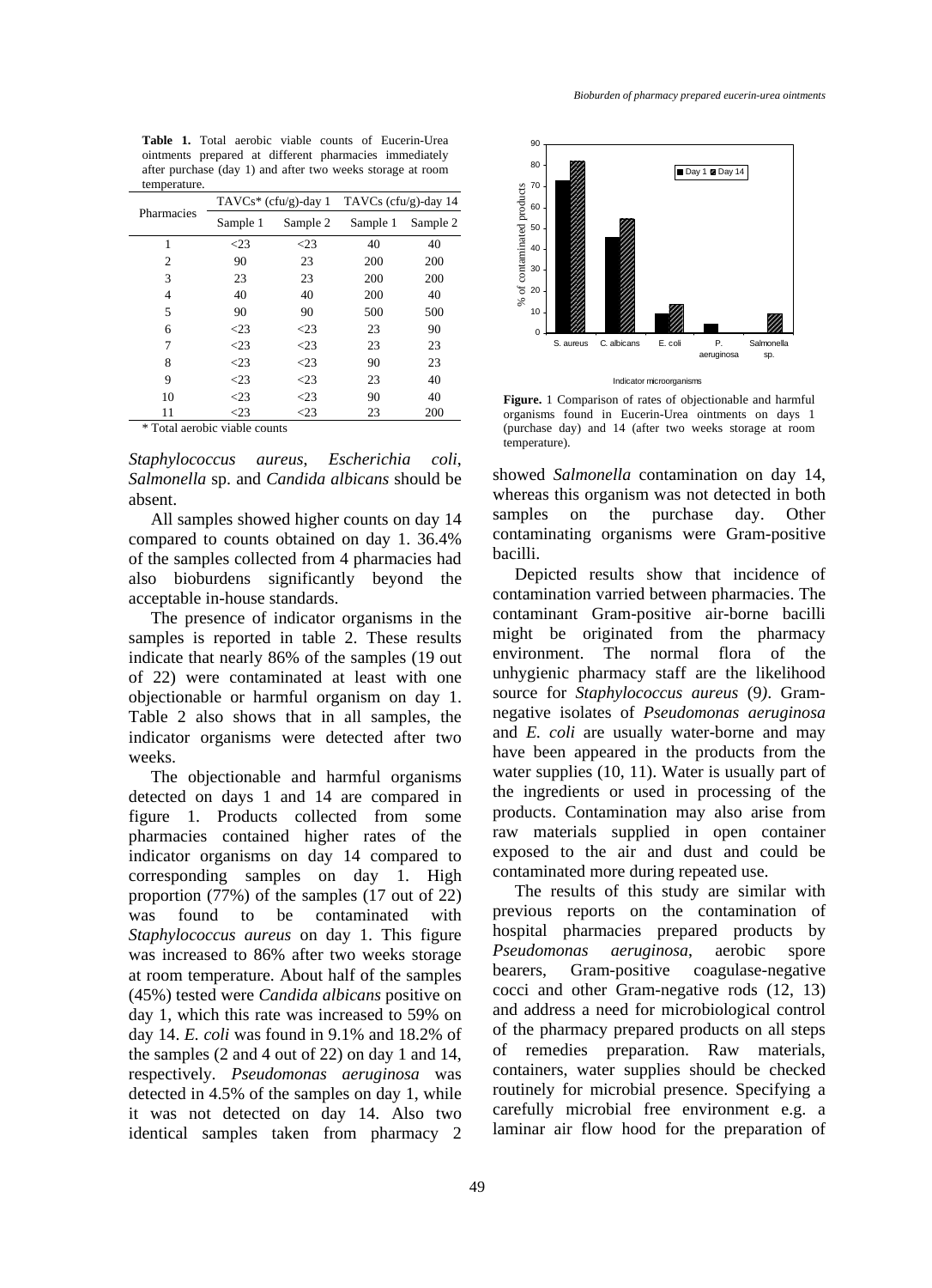**Table 1.** Total aerobic viable counts of Eucerin-Urea ointments prepared at different pharmacies immediately after purchase (day 1) and after two weeks storage at room temperature.

| Pharmacies | TAVCs* (cfu/g)-day 1 | | TAVCs (cfu/g)-day 14 | |
|---|---|---|---|---|
| | Sample 1 | Sample 2 | Sample 1 | Sample 2 |
| 1 | <23 | <23 | 40 | 40 |
| 2 | 90 | 23 | 200 | 200 |
| 3 | 23 | 23 | 200 | 200 |
| 4 | 40 | 40 | 200 | 40 |
| 5 | 90 | 90 | 500 | 500 |
| 6 | <23 | <23 | 23 | 90 |
| 7 | <23 | <23 | 23 | 23 |
| 8 | <23 | <23 | 90 | 23 |
| 9 | <23 | <23 | 23 | 40 |
| 10 | <23 | <23 | 90 | 40 |
| 11 | <23 | <23 | 23 | 200 |

\* Total aerobic viable counts

*Staphylococcus aureus*, *Escherichia coli*, *Salmonella* sp. and *Candida albicans* should be absent.

All samples showed higher counts on day 14 compared to counts obtained on day 1. 36.4% of the samples collected from 4 pharmacies had also bioburdens significantly beyond the acceptable in-house standards.

The presence of indicator organisms in the samples is reported in table 2. These results indicate that nearly 86% of the samples (19 out of 22) were contaminated at least with one objectionable or harmful organism on day 1. Table 2 also shows that in all samples, the indicator organisms were detected after two weeks.

The objectionable and harmful organisms detected on days 1 and 14 are compared in figure 1. Products collected from some pharmacies contained higher rates of the indicator organisms on day 14 compared to corresponding samples on day 1. High proportion (77%) of the samples (17 out of 22) was found to be contaminated with *Staphylococcus aureus* on day 1. This figure was increased to 86% after two weeks storage at room temperature. About half of the samples (45%) tested were *Candida albicans* positive on day 1, which this rate was increased to 59% on day 14. *E. coli* was found in 9.1% and 18.2% of the samples (2 and 4 out of 22) on day 1 and 14, respectively. *Pseudomonas aeruginosa* was detected in 4.5% of the samples on day 1, while it was not detected on day 14. Also two identical samples taken from pharmacy 2 showed *Salmonella* contamination on day 14, whereas this organism was not detected in both samples on the purchase day. Other contaminating organisms were Gram-positive bacilli.

**Figure.** 1 Comparison of rates of objectionable and harmful organisms found in Eucerin-Urea ointments on days 1 (purchase day) and 14 (after two weeks storage at room temperature).

Depicted results show that incidence of contamination varried between pharmacies. The contaminant Gram-positive air-borne bacilli might be originated from the pharmacy environment. The normal flora of the unhygienic pharmacy staff are the likelihood source for *Staphylococcus aureus* (9). Gram-negative isolates of *Pseudomonas aeruginosa* and *E. coli* are usually water-borne and may have been appeared in the products from the water supplies (10, 11). Water is usually part of the ingredients or used in processing of the products. Contamination may also arise from raw materials supplied in open container exposed to the air and dust and could be contaminated more during repeated use.

The results of this study are similar with previous reports on the contamination of hospital pharmacies prepared products by *Pseudomonas aeruginosa*, aerobic spore bearers, Gram-positive coagulase-negative cocci and other Gram-negative rods (12, 13) and address a need for microbiological control of the pharmacy prepared products on all steps of remedies preparation. Raw materials, containers, water supplies should be checked routinely for microbial presence. Specifying a carefully microbial free environment e.g. a laminar air flow hood for the preparation of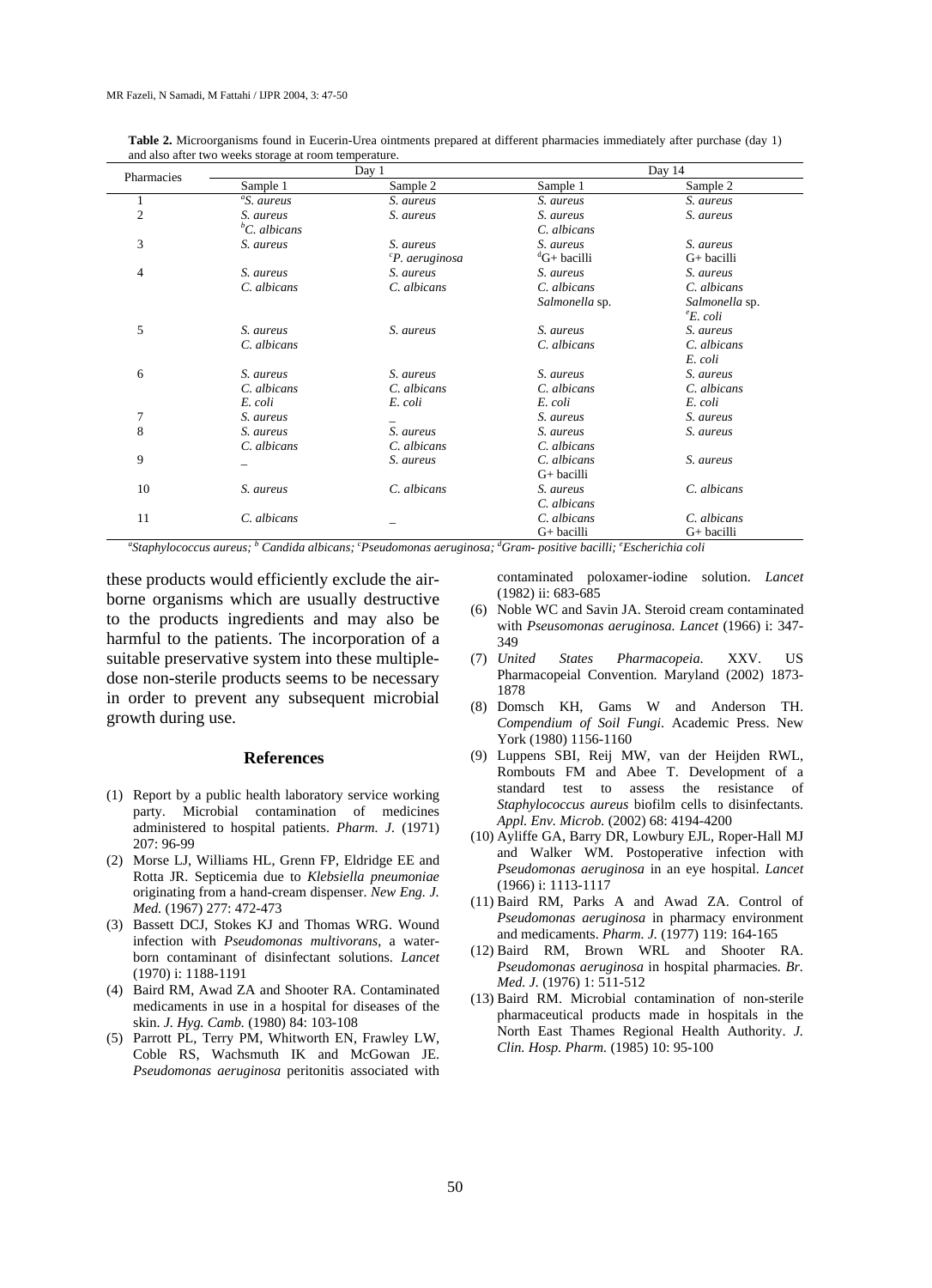**Table 2.** Microorganisms found in Eucerin-Urea ointments prepared at different pharmacies immediately after purchase (day 1) and also after two weeks storage at room temperature.

| Pharmacies | Day 1 | | Day 14 | |
|---|---|---|---|---|
| | Sample 1 | Sample 2 | Sample 1 | Sample 2 |
| 1 | [a]*S. aureus* | *S. aureus* | *S. aureus* | *S. aureus* |
| 2 | *S. aureus*<br>[b]*C. albicans* | *S. aureus* | *S. aureus*<br>*C. albicans* | *S. aureus* |
| 3 | *S. aureus* | *S. aureus*<br>[c]*P. aeruginosa* | *S. aureus*<br>[d]G+ bacilli | *S. aureus*<br>G+ bacilli |
| 4 | *S. aureus*<br>*C. albicans* | *S. aureus*<br>*C. albicans* | *S. aureus*<br>*C. albicans*<br>*Salmonella* sp. | *S. aureus*<br>*C. albicans*<br>*Salmonella* sp.<br>[e]*E. coli* |
| 5 | *S. aureus*<br>*C. albicans* | *S. aureus* | *S. aureus*<br>*C. albicans* | *S. aureus*<br>*C. albicans*<br>*E. coli* |
| 6 | *S. aureus*<br>*C. albicans*<br>*E. coli* | *S. aureus*<br>*C. albicans*<br>*E. coli* | *S. aureus*<br>*C. albicans*<br>*E. coli* | *S. aureus*<br>*C. albicans*<br>*E. coli* |
| 7 | *S. aureus* | – | *S. aureus* | *S. aureus* |
| 8 | *S. aureus*<br>*C. albicans* | *S. aureus*<br>*C. albicans* | *S. aureus*<br>*C. albicans* | *S. aureus* |
| 9 | – | *S. aureus* | *C. albicans*<br>G+ bacilli | *S. aureus* |
| 10 | *S. aureus* | *C. albicans* | *S. aureus*<br>*C. albicans* | *C. albicans* |
| 11 | *C. albicans* | – | *C. albicans*<br>G+ bacilli | *C. albicans*<br>G+ bacilli |

[a]*Staphylococcus aureus;* [b] *Candida albicans;* [c]*Pseudomonas aeruginosa;* [d]*Gram- positive bacilli;* [e]*Escherichia coli*

these products would efficiently exclude the air-borne organisms which are usually destructive to the products ingredients and may also be harmful to the patients. The incorporation of a suitable preservative system into these multiple-dose non-sterile products seems to be necessary in order to prevent any subsequent microbial growth during use.

## References

(1) Report by a public health laboratory service working party. Microbial contamination of medicines administered to hospital patients. *Pharm. J.* (1971) 207: 96-99

(2) Morse LJ, Williams HL, Grenn FP, Eldridge EE and Rotta JR. Septicemia due to *Klebsiella pneumoniae* originating from a hand-cream dispenser. *New Eng. J. Med.* (1967) 277: 472-473

(3) Bassett DCJ, Stokes KJ and Thomas WRG. Wound infection with *Pseudomonas multivorans*, a water-born contaminant of disinfectant solutions. *Lancet* (1970) i: 1188-1191

(4) Baird RM, Awad ZA and Shooter RA. Contaminated medicaments in use in a hospital for diseases of the skin. *J. Hyg. Camb.* (1980) 84: 103-108

(5) Parrott PL, Terry PM, Whitworth EN, Frawley LW, Coble RS, Wachsmuth IK and McGowan JE. *Pseudomonas aeruginosa* peritonitis associated with contaminated poloxamer-iodine solution. *Lancet* (1982) ii: 683-685

(6) Noble WC and Savin JA. Steroid cream contaminated with *Pseusomonas aeruginosa. Lancet* (1966) i: 347-349

(7) *United States Pharmacopeia.* XXV. US Pharmacopeial Convention. Maryland (2002) 1873-1878

(8) Domsch KH, Gams W and Anderson TH. *Compendium of Soil Fungi*. Academic Press. New York (1980) 1156-1160

(9) Luppens SBI, Reij MW, van der Heijden RWL, Rombouts FM and Abee T. Development of a standard test to assess the resistance of *Staphylococcus aureus* biofilm cells to disinfectants. *Appl. Env. Microb.* (2002) 68: 4194-4200

(10) Ayliffe GA, Barry DR, Lowbury EJL, Roper-Hall MJ and Walker WM. Postoperative infection with *Pseudomonas aeruginosa* in an eye hospital. *Lancet* (1966) i: 1113-1117

(11) Baird RM, Parks A and Awad ZA. Control of *Pseudomonas aeruginosa* in pharmacy environment and medicaments. *Pharm. J.* (1977) 119: 164-165

(12) Baird RM, Brown WRL and Shooter RA. *Pseudomonas aeruginosa* in hospital pharmacies. *Br. Med. J.* (1976) 1: 511-512

(13) Baird RM. Microbial contamination of non-sterile pharmaceutical products made in hospitals in the North East Thames Regional Health Authority. *J. Clin. Hosp. Pharm.* (1985) 10: 95-100